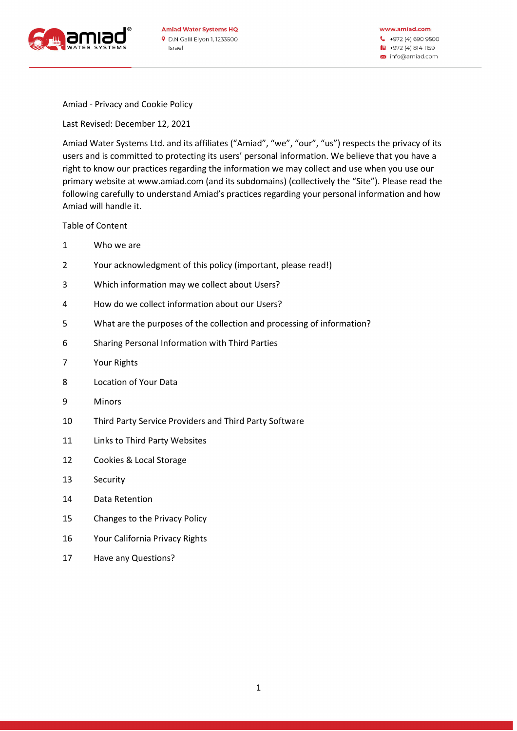# Amiad - Privacy and Cookie Policy

Last Revised: December 12, 2021

Amiad Water Systems Ltd. and its affiliates ("Amiad", "we", "our", "us") respects the privacy of its users and is committed to protecting its users' personal information. We believe that you have a right to know our practices regarding the information we may collect and use when you use our primary website at www.amiad.com (and its subdomains) (collectively the "Site"). Please read the following carefully to understand Amiad's practices regarding your personal information and how Amiad will handle it.

Table of Content

1. Who we are
2. Your acknowledgment of this policy (important, please read!)
3. Which information may we collect about Users?
4. How do we collect information about our Users?
5. What are the purposes of the collection and processing of information?
6. Sharing Personal Information with Third Parties
7. Your Rights
8. Location of Your Data
9. Minors
10. Third Party Service Providers and Third Party Software
11. Links to Third Party Websites
12. Cookies & Local Storage
13. Security
14. Data Retention
15. Changes to the Privacy Policy
16. Your California Privacy Rights
17. Have any Questions?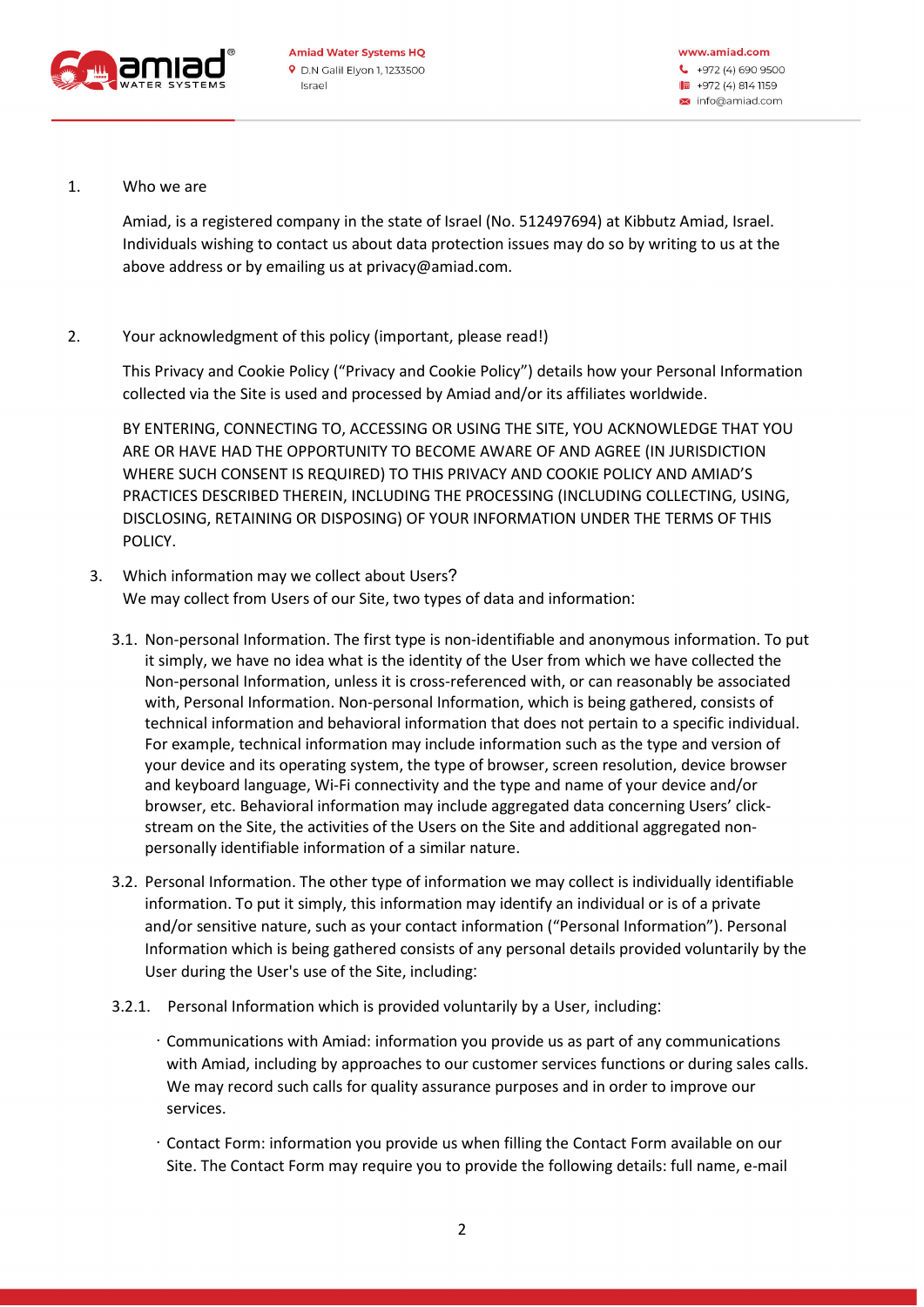1. Who we are

   Amiad, is a registered company in the state of Israel (No. 512497694) at Kibbutz Amiad, Israel. Individuals wishing to contact us about data protection issues may do so by writing to us at the above address or by emailing us at privacy@amiad.com.

2. Your acknowledgment of this policy (important, please read!)

   This Privacy and Cookie Policy ("Privacy and Cookie Policy") details how your Personal Information collected via the Site is used and processed by Amiad and/or its affiliates worldwide.

   BY ENTERING, CONNECTING TO, ACCESSING OR USING THE SITE, YOU ACKNOWLEDGE THAT YOU ARE OR HAVE HAD THE OPPORTUNITY TO BECOME AWARE OF AND AGREE (IN JURISDICTION WHERE SUCH CONSENT IS REQUIRED) TO THIS PRIVACY AND COOKIE POLICY AND AMIAD'S PRACTICES DESCRIBED THEREIN, INCLUDING THE PROCESSING (INCLUDING COLLECTING, USING, DISCLOSING, RETAINING OR DISPOSING) OF YOUR INFORMATION UNDER THE TERMS OF THIS POLICY.

3. Which information may we collect about Users?
   We may collect from Users of our Site, two types of data and information:

   3.1. Non-personal Information. The first type is non-identifiable and anonymous information. To put it simply, we have no idea what is the identity of the User from which we have collected the Non-personal Information, unless it is cross-referenced with, or can reasonably be associated with, Personal Information. Non-personal Information, which is being gathered, consists of technical information and behavioral information that does not pertain to a specific individual. For example, technical information may include information such as the type and version of your device and its operating system, the type of browser, screen resolution, device browser and keyboard language, Wi-Fi connectivity and the type and name of your device and/or browser, etc. Behavioral information may include aggregated data concerning Users' click-stream on the Site, the activities of the Users on the Site and additional aggregated non-personally identifiable information of a similar nature.

   3.2. Personal Information. The other type of information we may collect is individually identifiable information. To put it simply, this information may identify an individual or is of a private and/or sensitive nature, such as your contact information ("Personal Information"). Personal Information which is being gathered consists of any personal details provided voluntarily by the User during the User's use of the Site, including:

   3.2.1. Personal Information which is provided voluntarily by a User, including:

   - Communications with Amiad: information you provide us as part of any communications with Amiad, including by approaches to our customer services functions or during sales calls. We may record such calls for quality assurance purposes and in order to improve our services.

   - Contact Form: information you provide us when filling the Contact Form available on our Site. The Contact Form may require you to provide the following details: full name, e-mail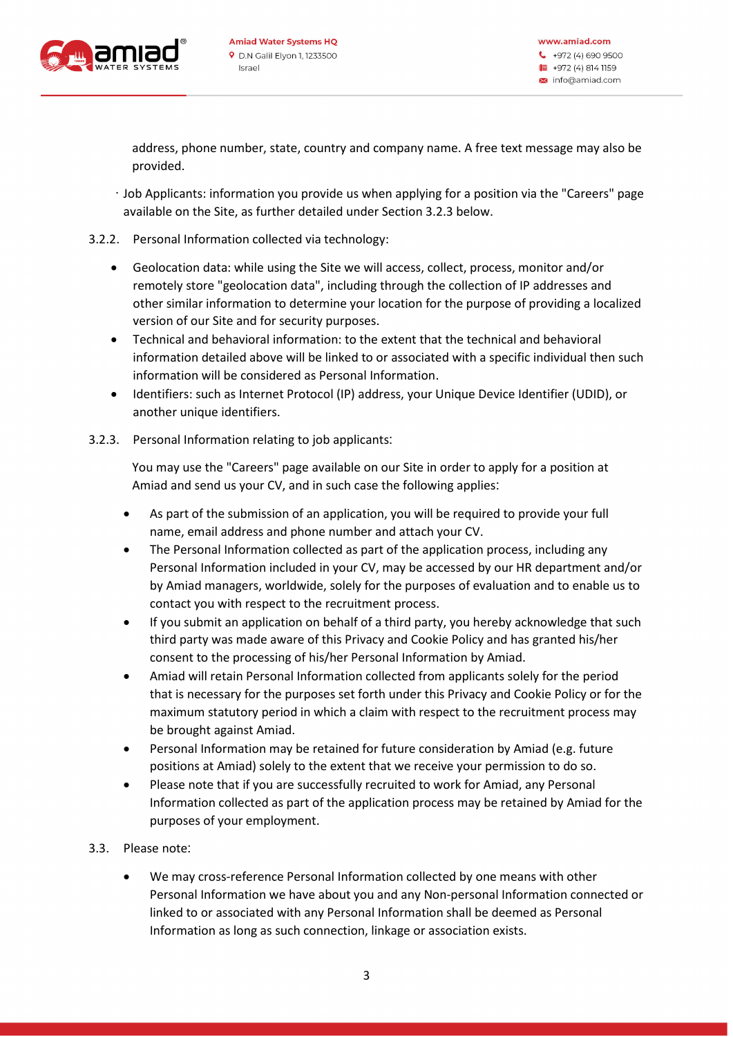address, phone number, state, country and company name. A free text message may also be provided.

- Job Applicants: information you provide us when applying for a position via the "Careers" page available on the Site, as further detailed under Section 3.2.3 below.

3.2.2. Personal Information collected via technology:

- Geolocation data: while using the Site we will access, collect, process, monitor and/or remotely store "geolocation data", including through the collection of IP addresses and other similar information to determine your location for the purpose of providing a localized version of our Site and for security purposes.
- Technical and behavioral information: to the extent that the technical and behavioral information detailed above will be linked to or associated with a specific individual then such information will be considered as Personal Information.
- Identifiers: such as Internet Protocol (IP) address, your Unique Device Identifier (UDID), or another unique identifiers.

3.2.3. Personal Information relating to job applicants:

You may use the "Careers" page available on our Site in order to apply for a position at Amiad and send us your CV, and in such case the following applies:

- As part of the submission of an application, you will be required to provide your full name, email address and phone number and attach your CV.
- The Personal Information collected as part of the application process, including any Personal Information included in your CV, may be accessed by our HR department and/or by Amiad managers, worldwide, solely for the purposes of evaluation and to enable us to contact you with respect to the recruitment process.
- If you submit an application on behalf of a third party, you hereby acknowledge that such third party was made aware of this Privacy and Cookie Policy and has granted his/her consent to the processing of his/her Personal Information by Amiad.
- Amiad will retain Personal Information collected from applicants solely for the period that is necessary for the purposes set forth under this Privacy and Cookie Policy or for the maximum statutory period in which a claim with respect to the recruitment process may be brought against Amiad.
- Personal Information may be retained for future consideration by Amiad (e.g. future positions at Amiad) solely to the extent that we receive your permission to do so.
- Please note that if you are successfully recruited to work for Amiad, any Personal Information collected as part of the application process may be retained by Amiad for the purposes of your employment.

3.3. Please note:

- We may cross-reference Personal Information collected by one means with other Personal Information we have about you and any Non-personal Information connected or linked to or associated with any Personal Information shall be deemed as Personal Information as long as such connection, linkage or association exists.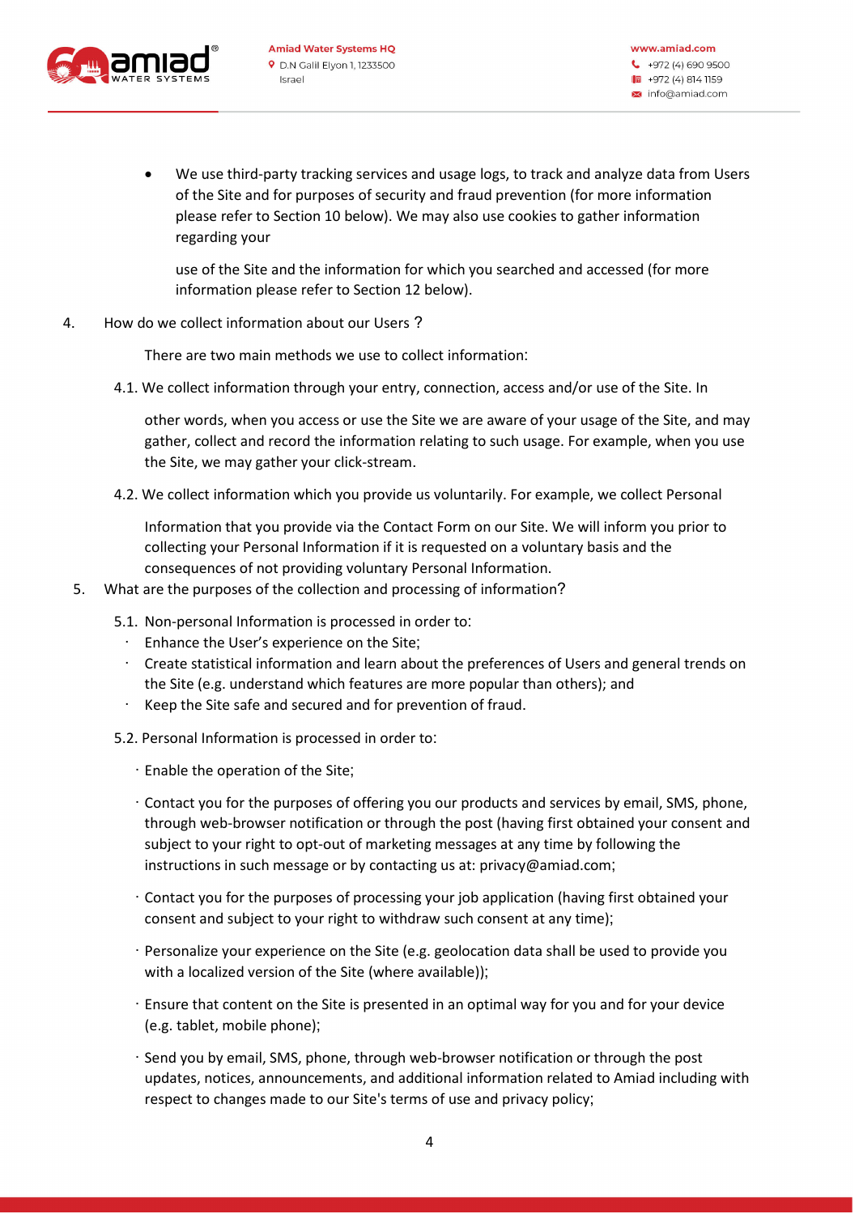- We use third-party tracking services and usage logs, to track and analyze data from Users of the Site and for purposes of security and fraud prevention (for more information please refer to Section 10 below). We may also use cookies to gather information regarding your use of the Site and the information for which you searched and accessed (for more information please refer to Section 12 below).

4. How do we collect information about our Users?

   There are two main methods we use to collect information:

   4.1. We collect information through your entry, connection, access and/or use of the Site. In other words, when you access or use the Site we are aware of your usage of the Site, and may gather, collect and record the information relating to such usage. For example, when you use the Site, we may gather your click-stream.

   4.2. We collect information which you provide us voluntarily. For example, we collect Personal Information that you provide via the Contact Form on our Site. We will inform you prior to collecting your Personal Information if it is requested on a voluntary basis and the consequences of not providing voluntary Personal Information.

5. What are the purposes of the collection and processing of information?

   5.1. Non-personal Information is processed in order to:
   - Enhance the User's experience on the Site;
   - Create statistical information and learn about the preferences of Users and general trends on the Site (e.g. understand which features are more popular than others); and
   - Keep the Site safe and secured and for prevention of fraud.

   5.2. Personal Information is processed in order to:
   - Enable the operation of the Site;
   - Contact you for the purposes of offering you our products and services by email, SMS, phone, through web-browser notification or through the post (having first obtained your consent and subject to your right to opt-out of marketing messages at any time by following the instructions in such message or by contacting us at: privacy@amiad.com;
   - Contact you for the purposes of processing your job application (having first obtained your consent and subject to your right to withdraw such consent at any time);
   - Personalize your experience on the Site (e.g. geolocation data shall be used to provide you with a localized version of the Site (where available));
   - Ensure that content on the Site is presented in an optimal way for you and for your device (e.g. tablet, mobile phone);
   - Send you by email, SMS, phone, through web-browser notification or through the post updates, notices, announcements, and additional information related to Amiad including with respect to changes made to our Site's terms of use and privacy policy;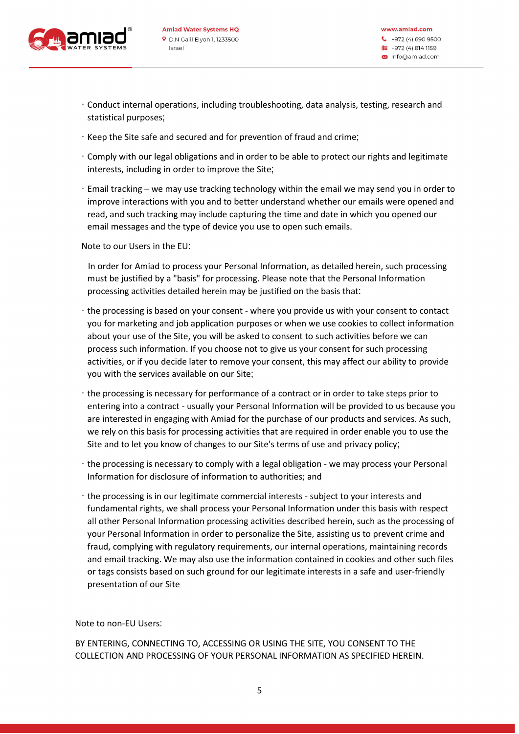- Conduct internal operations, including troubleshooting, data analysis, testing, research and statistical purposes;
- Keep the Site safe and secured and for prevention of fraud and crime;
- Comply with our legal obligations and in order to be able to protect our rights and legitimate interests, including in order to improve the Site;
- Email tracking – we may use tracking technology within the email we may send you in order to improve interactions with you and to better understand whether our emails were opened and read, and such tracking may include capturing the time and date in which you opened our email messages and the type of device you use to open such emails.

Note to our Users in the EU:

In order for Amiad to process your Personal Information, as detailed herein, such processing must be justified by a "basis" for processing. Please note that the Personal Information processing activities detailed herein may be justified on the basis that:

- the processing is based on your consent - where you provide us with your consent to contact you for marketing and job application purposes or when we use cookies to collect information about your use of the Site, you will be asked to consent to such activities before we can process such information. If you choose not to give us your consent for such processing activities, or if you decide later to remove your consent, this may affect our ability to provide you with the services available on our Site;
- the processing is necessary for performance of a contract or in order to take steps prior to entering into a contract - usually your Personal Information will be provided to us because you are interested in engaging with Amiad for the purchase of our products and services. As such, we rely on this basis for processing activities that are required in order enable you to use the Site and to let you know of changes to our Site's terms of use and privacy policy;
- the processing is necessary to comply with a legal obligation - we may process your Personal Information for disclosure of information to authorities; and
- the processing is in our legitimate commercial interests - subject to your interests and fundamental rights, we shall process your Personal Information under this basis with respect all other Personal Information processing activities described herein, such as the processing of your Personal Information in order to personalize the Site, assisting us to prevent crime and fraud, complying with regulatory requirements, our internal operations, maintaining records and email tracking. We may also use the information contained in cookies and other such files or tags consists based on such ground for our legitimate interests in a safe and user-friendly presentation of our Site

Note to non-EU Users:

BY ENTERING, CONNECTING TO, ACCESSING OR USING THE SITE, YOU CONSENT TO THE COLLECTION AND PROCESSING OF YOUR PERSONAL INFORMATION AS SPECIFIED HEREIN.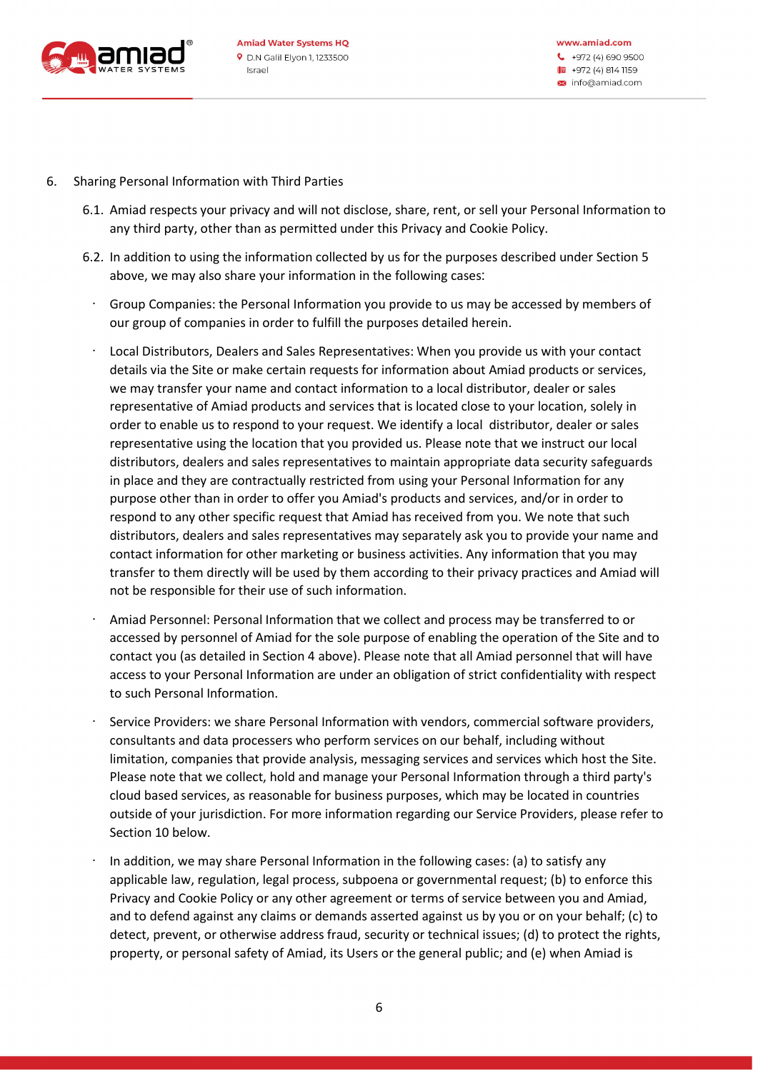6. Sharing Personal Information with Third Parties

   6.1. Amiad respects your privacy and will not disclose, share, rent, or sell your Personal Information to any third party, other than as permitted under this Privacy and Cookie Policy.

   6.2. In addition to using the information collected by us for the purposes described under Section 5 above, we may also share your information in the following cases:

   - Group Companies: the Personal Information you provide to us may be accessed by members of our group of companies in order to fulfill the purposes detailed herein.

   - Local Distributors, Dealers and Sales Representatives: When you provide us with your contact details via the Site or make certain requests for information about Amiad products or services, we may transfer your name and contact information to a local distributor, dealer or sales representative of Amiad products and services that is located close to your location, solely in order to enable us to respond to your request. We identify a local distributor, dealer or sales representative using the location that you provided us. Please note that we instruct our local distributors, dealers and sales representatives to maintain appropriate data security safeguards in place and they are contractually restricted from using your Personal Information for any purpose other than in order to offer you Amiad's products and services, and/or in order to respond to any other specific request that Amiad has received from you. We note that such distributors, dealers and sales representatives may separately ask you to provide your name and contact information for other marketing or business activities. Any information that you may transfer to them directly will be used by them according to their privacy practices and Amiad will not be responsible for their use of such information.

   - Amiad Personnel: Personal Information that we collect and process may be transferred to or accessed by personnel of Amiad for the sole purpose of enabling the operation of the Site and to contact you (as detailed in Section 4 above). Please note that all Amiad personnel that will have access to your Personal Information are under an obligation of strict confidentiality with respect to such Personal Information.

   - Service Providers: we share Personal Information with vendors, commercial software providers, consultants and data processers who perform services on our behalf, including without limitation, companies that provide analysis, messaging services and services which host the Site. Please note that we collect, hold and manage your Personal Information through a third party's cloud based services, as reasonable for business purposes, which may be located in countries outside of your jurisdiction. For more information regarding our Service Providers, please refer to Section 10 below.

   - In addition, we may share Personal Information in the following cases: (a) to satisfy any applicable law, regulation, legal process, subpoena or governmental request; (b) to enforce this Privacy and Cookie Policy or any other agreement or terms of service between you and Amiad, and to defend against any claims or demands asserted against us by you or on your behalf; (c) to detect, prevent, or otherwise address fraud, security or technical issues; (d) to protect the rights, property, or personal safety of Amiad, its Users or the general public; and (e) when Amiad is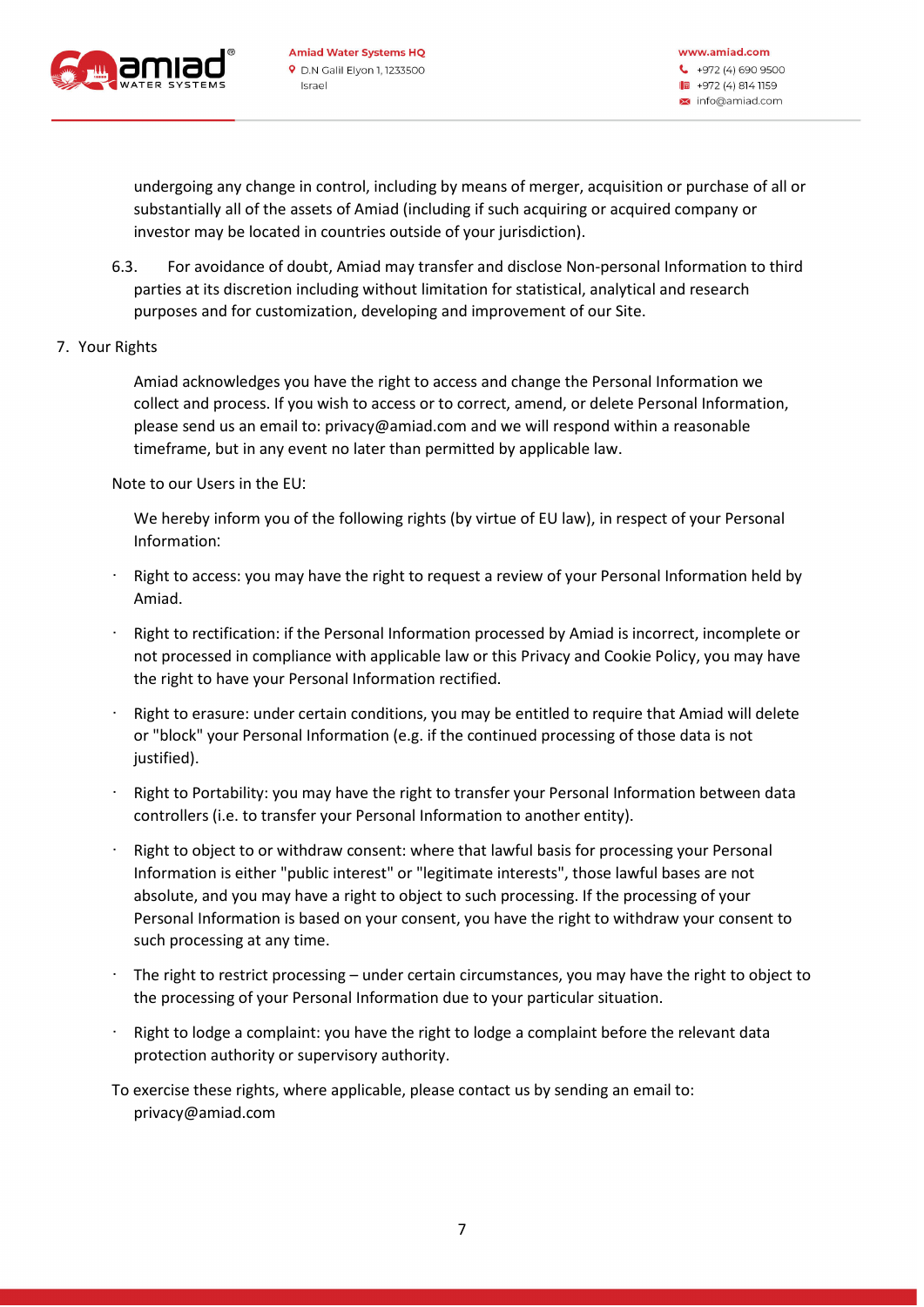undergoing any change in control, including by means of merger, acquisition or purchase of all or substantially all of the assets of Amiad (including if such acquiring or acquired company or investor may be located in countries outside of your jurisdiction).

6.3. For avoidance of doubt, Amiad may transfer and disclose Non-personal Information to third parties at its discretion including without limitation for statistical, analytical and research purposes and for customization, developing and improvement of our Site.

7. Your Rights

Amiad acknowledges you have the right to access and change the Personal Information we collect and process. If you wish to access or to correct, amend, or delete Personal Information, please send us an email to: privacy@amiad.com and we will respond within a reasonable timeframe, but in any event no later than permitted by applicable law.

Note to our Users in the EU:

We hereby inform you of the following rights (by virtue of EU law), in respect of your Personal Information:

- Right to access: you may have the right to request a review of your Personal Information held by Amiad.
- Right to rectification: if the Personal Information processed by Amiad is incorrect, incomplete or not processed in compliance with applicable law or this Privacy and Cookie Policy, you may have the right to have your Personal Information rectified.
- Right to erasure: under certain conditions, you may be entitled to require that Amiad will delete or "block" your Personal Information (e.g. if the continued processing of those data is not justified).
- Right to Portability: you may have the right to transfer your Personal Information between data controllers (i.e. to transfer your Personal Information to another entity).
- Right to object to or withdraw consent: where that lawful basis for processing your Personal Information is either "public interest" or "legitimate interests", those lawful bases are not absolute, and you may have a right to object to such processing. If the processing of your Personal Information is based on your consent, you have the right to withdraw your consent to such processing at any time.
- The right to restrict processing – under certain circumstances, you may have the right to object to the processing of your Personal Information due to your particular situation.
- Right to lodge a complaint: you have the right to lodge a complaint before the relevant data protection authority or supervisory authority.

To exercise these rights, where applicable, please contact us by sending an email to: privacy@amiad.com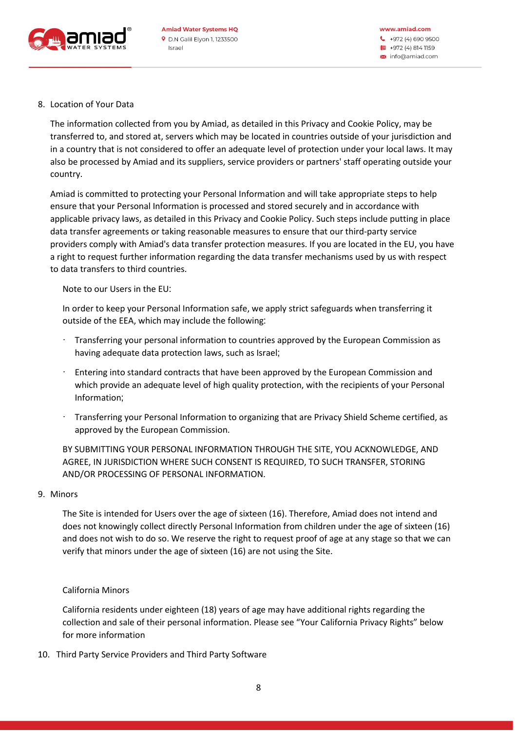8. Location of Your Data

The information collected from you by Amiad, as detailed in this Privacy and Cookie Policy, may be transferred to, and stored at, servers which may be located in countries outside of your jurisdiction and in a country that is not considered to offer an adequate level of protection under your local laws. It may also be processed by Amiad and its suppliers, service providers or partners' staff operating outside your country.

Amiad is committed to protecting your Personal Information and will take appropriate steps to help ensure that your Personal Information is processed and stored securely and in accordance with applicable privacy laws, as detailed in this Privacy and Cookie Policy. Such steps include putting in place data transfer agreements or taking reasonable measures to ensure that our third-party service providers comply with Amiad's data transfer protection measures. If you are located in the EU, you have a right to request further information regarding the data transfer mechanisms used by us with respect to data transfers to third countries.

Note to our Users in the EU:

In order to keep your Personal Information safe, we apply strict safeguards when transferring it outside of the EEA, which may include the following:

- Transferring your personal information to countries approved by the European Commission as having adequate data protection laws, such as Israel;
- Entering into standard contracts that have been approved by the European Commission and which provide an adequate level of high quality protection, with the recipients of your Personal Information;
- Transferring your Personal Information to organizing that are Privacy Shield Scheme certified, as approved by the European Commission.

BY SUBMITTING YOUR PERSONAL INFORMATION THROUGH THE SITE, YOU ACKNOWLEDGE, AND AGREE, IN JURISDICTION WHERE SUCH CONSENT IS REQUIRED, TO SUCH TRANSFER, STORING AND/OR PROCESSING OF PERSONAL INFORMATION.

9. Minors

The Site is intended for Users over the age of sixteen (16). Therefore, Amiad does not intend and does not knowingly collect directly Personal Information from children under the age of sixteen (16) and does not wish to do so. We reserve the right to request proof of age at any stage so that we can verify that minors under the age of sixteen (16) are not using the Site.

California Minors

California residents under eighteen (18) years of age may have additional rights regarding the collection and sale of their personal information. Please see "Your California Privacy Rights" below for more information

10. Third Party Service Providers and Third Party Software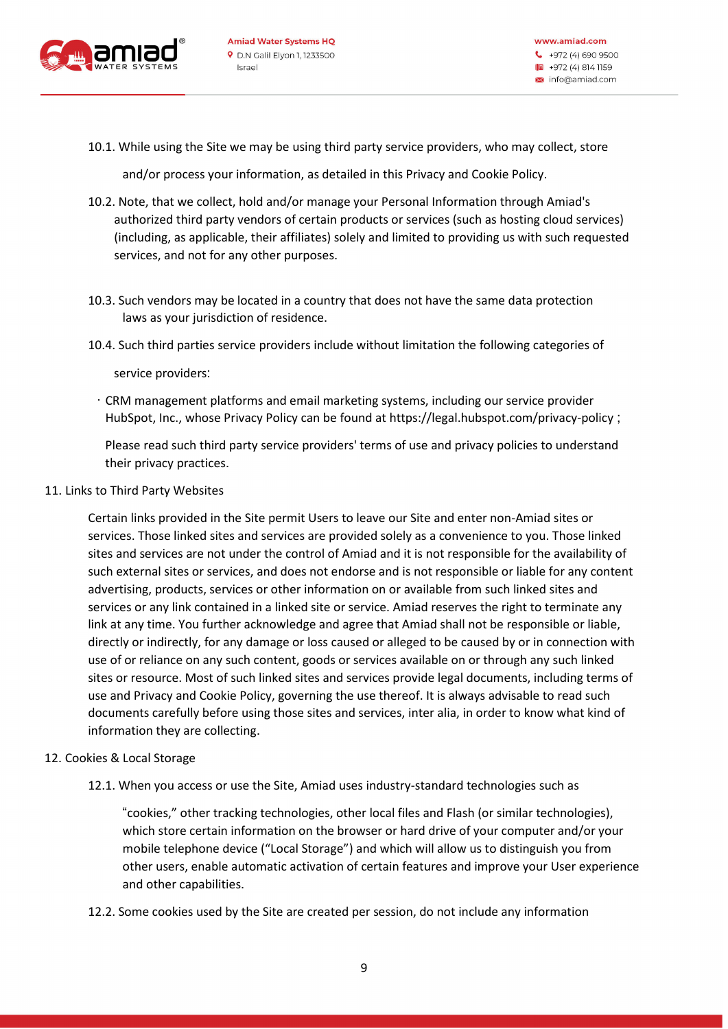10.1. While using the Site we may be using third party service providers, who may collect, store and/or process your information, as detailed in this Privacy and Cookie Policy.

10.2. Note, that we collect, hold and/or manage your Personal Information through Amiad's authorized third party vendors of certain products or services (such as hosting cloud services) (including, as applicable, their affiliates) solely and limited to providing us with such requested services, and not for any other purposes.

10.3. Such vendors may be located in a country that does not have the same data protection laws as your jurisdiction of residence.

10.4. Such third parties service providers include without limitation the following categories of service providers:

- CRM management platforms and email marketing systems, including our service provider HubSpot, Inc., whose Privacy Policy can be found at https://legal.hubspot.com/privacy-policy ;

Please read such third party service providers' terms of use and privacy policies to understand their privacy practices.

## 11. Links to Third Party Websites

Certain links provided in the Site permit Users to leave our Site and enter non-Amiad sites or services. Those linked sites and services are provided solely as a convenience to you. Those linked sites and services are not under the control of Amiad and it is not responsible for the availability of such external sites or services, and does not endorse and is not responsible or liable for any content advertising, products, services or other information on or available from such linked sites and services or any link contained in a linked site or service. Amiad reserves the right to terminate any link at any time. You further acknowledge and agree that Amiad shall not be responsible or liable, directly or indirectly, for any damage or loss caused or alleged to be caused by or in connection with use of or reliance on any such content, goods or services available on or through any such linked sites or resource. Most of such linked sites and services provide legal documents, including terms of use and Privacy and Cookie Policy, governing the use thereof. It is always advisable to read such documents carefully before using those sites and services, inter alia, in order to know what kind of information they are collecting.

## 12. Cookies & Local Storage

12.1. When you access or use the Site, Amiad uses industry-standard technologies such as "cookies," other tracking technologies, other local files and Flash (or similar technologies), which store certain information on the browser or hard drive of your computer and/or your mobile telephone device ("Local Storage") and which will allow us to distinguish you from other users, enable automatic activation of certain features and improve your User experience and other capabilities.

12.2. Some cookies used by the Site are created per session, do not include any information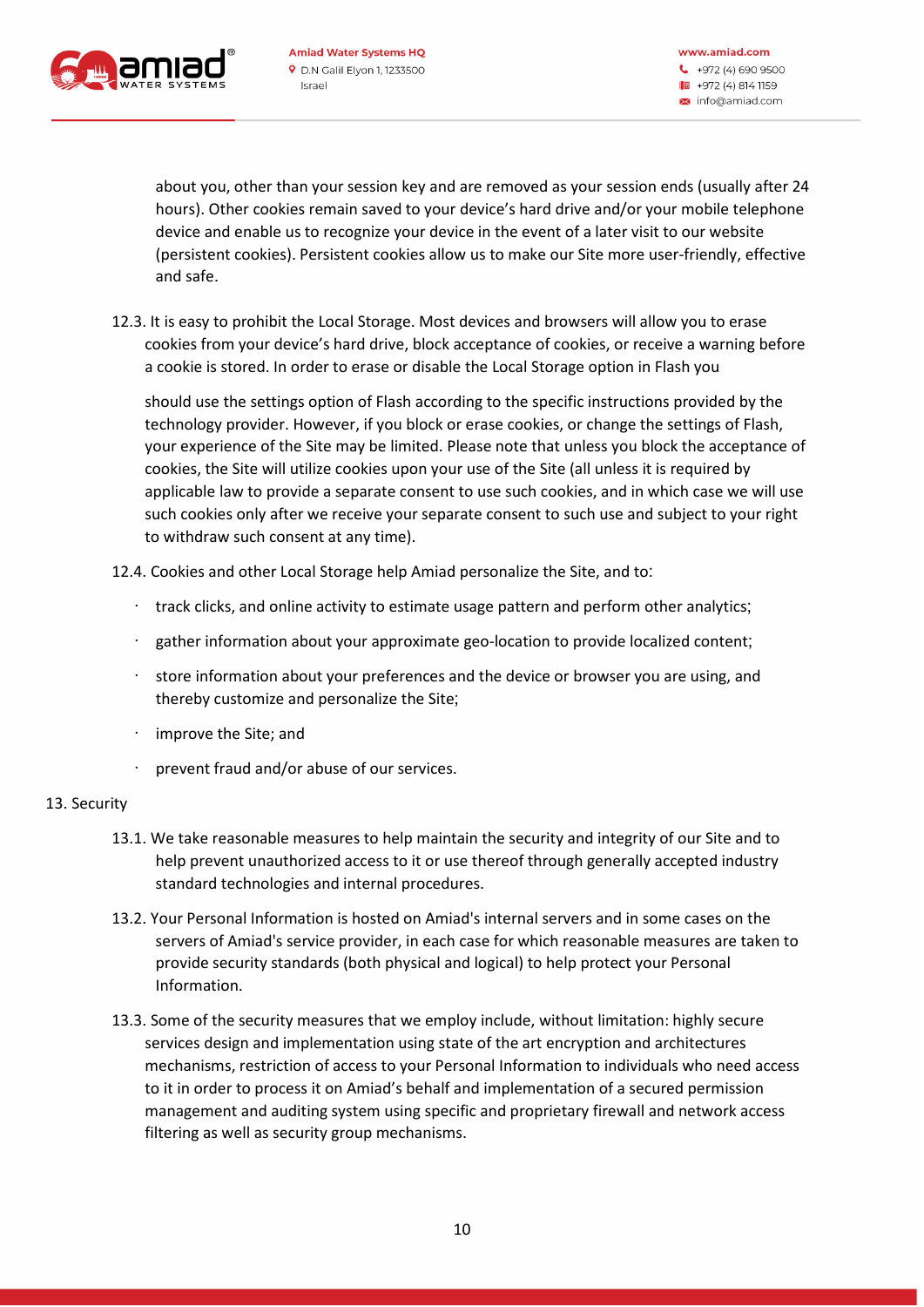about you, other than your session key and are removed as your session ends (usually after 24 hours). Other cookies remain saved to your device's hard drive and/or your mobile telephone device and enable us to recognize your device in the event of a later visit to our website (persistent cookies). Persistent cookies allow us to make our Site more user-friendly, effective and safe.

12.3. It is easy to prohibit the Local Storage. Most devices and browsers will allow you to erase cookies from your device's hard drive, block acceptance of cookies, or receive a warning before a cookie is stored. In order to erase or disable the Local Storage option in Flash you should use the settings option of Flash according to the specific instructions provided by the technology provider. However, if you block or erase cookies, or change the settings of Flash, your experience of the Site may be limited. Please note that unless you block the acceptance of cookies, the Site will utilize cookies upon your use of the Site (all unless it is required by applicable law to provide a separate consent to use such cookies, and in which case we will use such cookies only after we receive your separate consent to such use and subject to your right to withdraw such consent at any time).

12.4. Cookies and other Local Storage help Amiad personalize the Site, and to:

- track clicks, and online activity to estimate usage pattern and perform other analytics;
- gather information about your approximate geo-location to provide localized content;
- store information about your preferences and the device or browser you are using, and thereby customize and personalize the Site;
- improve the Site; and
- prevent fraud and/or abuse of our services.

13. Security

13.1. We take reasonable measures to help maintain the security and integrity of our Site and to help prevent unauthorized access to it or use thereof through generally accepted industry standard technologies and internal procedures.

13.2. Your Personal Information is hosted on Amiad's internal servers and in some cases on the servers of Amiad's service provider, in each case for which reasonable measures are taken to provide security standards (both physical and logical) to help protect your Personal Information.

13.3. Some of the security measures that we employ include, without limitation: highly secure services design and implementation using state of the art encryption and architectures mechanisms, restriction of access to your Personal Information to individuals who need access to it in order to process it on Amiad's behalf and implementation of a secured permission management and auditing system using specific and proprietary firewall and network access filtering as well as security group mechanisms.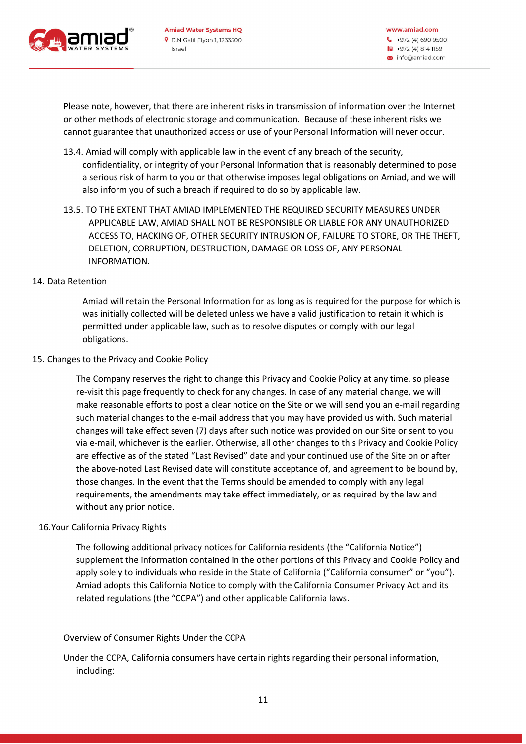Please note, however, that there are inherent risks in transmission of information over the Internet or other methods of electronic storage and communication. Because of these inherent risks we cannot guarantee that unauthorized access or use of your Personal Information will never occur.

13.4. Amiad will comply with applicable law in the event of any breach of the security, confidentiality, or integrity of your Personal Information that is reasonably determined to pose a serious risk of harm to you or that otherwise imposes legal obligations on Amiad, and we will also inform you of such a breach if required to do so by applicable law.

13.5. TO THE EXTENT THAT AMIAD IMPLEMENTED THE REQUIRED SECURITY MEASURES UNDER APPLICABLE LAW, AMIAD SHALL NOT BE RESPONSIBLE OR LIABLE FOR ANY UNAUTHORIZED ACCESS TO, HACKING OF, OTHER SECURITY INTRUSION OF, FAILURE TO STORE, OR THE THEFT, DELETION, CORRUPTION, DESTRUCTION, DAMAGE OR LOSS OF, ANY PERSONAL INFORMATION.

14. Data Retention

Amiad will retain the Personal Information for as long as is required for the purpose for which is was initially collected will be deleted unless we have a valid justification to retain it which is permitted under applicable law, such as to resolve disputes or comply with our legal obligations.

15. Changes to the Privacy and Cookie Policy

The Company reserves the right to change this Privacy and Cookie Policy at any time, so please re-visit this page frequently to check for any changes. In case of any material change, we will make reasonable efforts to post a clear notice on the Site or we will send you an e-mail regarding such material changes to the e-mail address that you may have provided us with. Such material changes will take effect seven (7) days after such notice was provided on our Site or sent to you via e-mail, whichever is the earlier. Otherwise, all other changes to this Privacy and Cookie Policy are effective as of the stated "Last Revised" date and your continued use of the Site on or after the above-noted Last Revised date will constitute acceptance of, and agreement to be bound by, those changes. In the event that the Terms should be amended to comply with any legal requirements, the amendments may take effect immediately, or as required by the law and without any prior notice.

16. Your California Privacy Rights

The following additional privacy notices for California residents (the "California Notice") supplement the information contained in the other portions of this Privacy and Cookie Policy and apply solely to individuals who reside in the State of California ("California consumer" or "you"). Amiad adopts this California Notice to comply with the California Consumer Privacy Act and its related regulations (the "CCPA") and other applicable California laws.

Overview of Consumer Rights Under the CCPA

Under the CCPA, California consumers have certain rights regarding their personal information, including: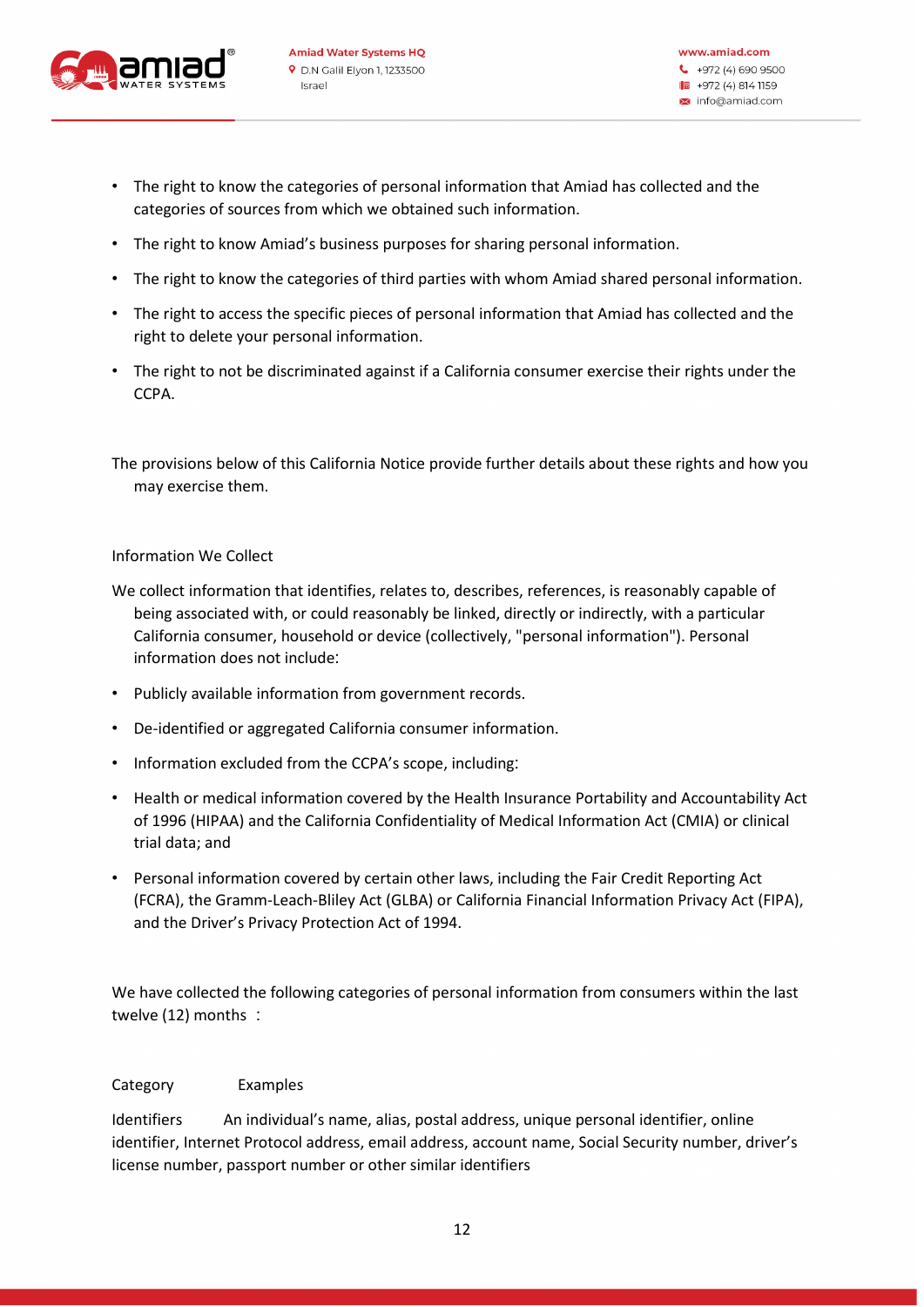- The right to know the categories of personal information that Amiad has collected and the categories of sources from which we obtained such information.
- The right to know Amiad's business purposes for sharing personal information.
- The right to know the categories of third parties with whom Amiad shared personal information.
- The right to access the specific pieces of personal information that Amiad has collected and the right to delete your personal information.
- The right to not be discriminated against if a California consumer exercise their rights under the CCPA.

The provisions below of this California Notice provide further details about these rights and how you may exercise them.

Information We Collect

We collect information that identifies, relates to, describes, references, is reasonably capable of being associated with, or could reasonably be linked, directly or indirectly, with a particular California consumer, household or device (collectively, "personal information"). Personal information does not include:

- Publicly available information from government records.
- De-identified or aggregated California consumer information.
- Information excluded from the CCPA's scope, including:
- Health or medical information covered by the Health Insurance Portability and Accountability Act of 1996 (HIPAA) and the California Confidentiality of Medical Information Act (CMIA) or clinical trial data; and
- Personal information covered by certain other laws, including the Fair Credit Reporting Act (FCRA), the Gramm-Leach-Bliley Act (GLBA) or California Financial Information Privacy Act (FIPA), and the Driver's Privacy Protection Act of 1994.

We have collected the following categories of personal information from consumers within the last twelve (12) months :

| Category | Examples |
| --- | --- |
| Identifiers | An individual's name, alias, postal address, unique personal identifier, online identifier, Internet Protocol address, email address, account name, Social Security number, driver's license number, passport number or other similar identifiers |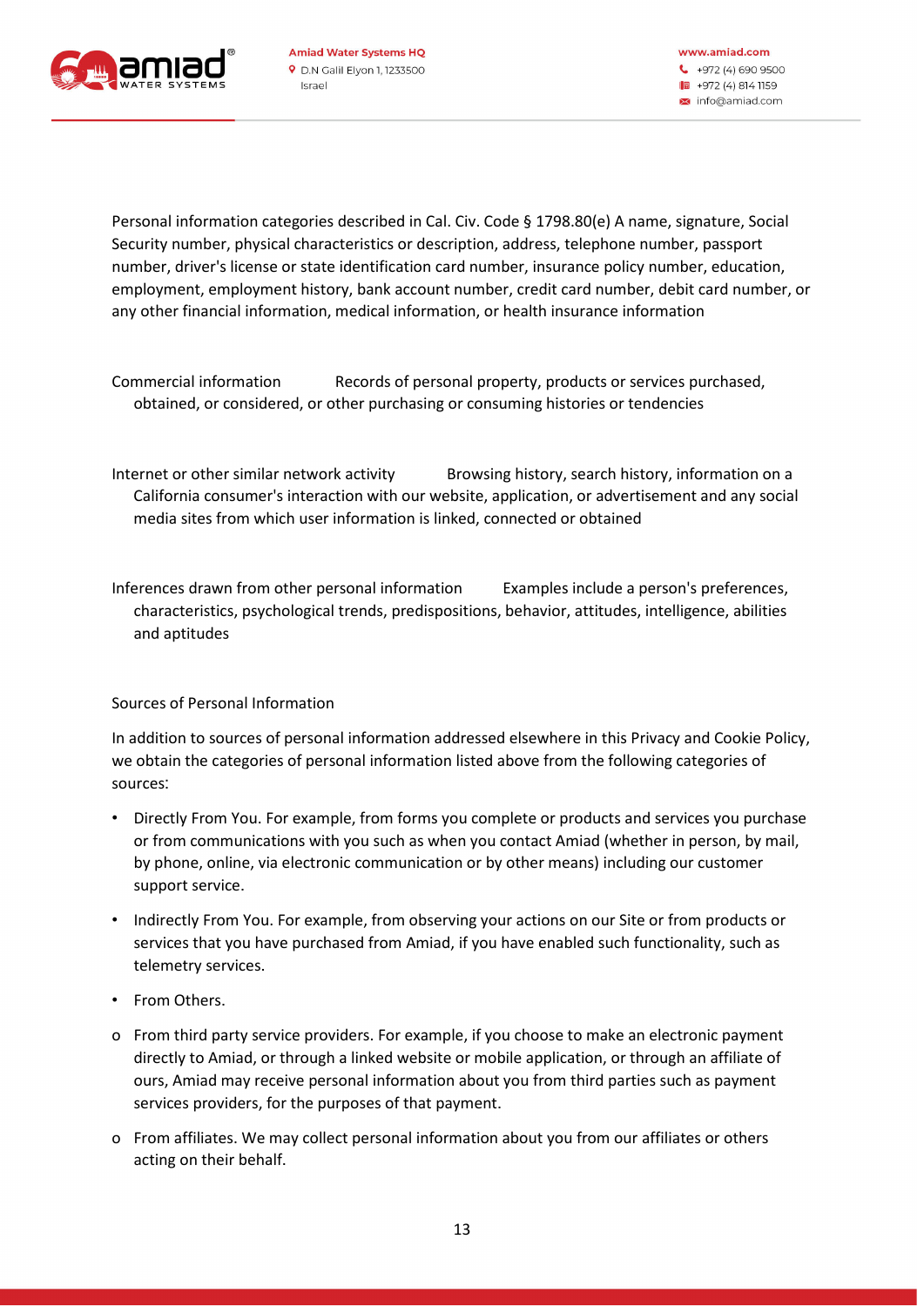Personal information categories described in Cal. Civ. Code § 1798.80(e) A name, signature, Social Security number, physical characteristics or description, address, telephone number, passport number, driver's license or state identification card number, insurance policy number, education, employment, employment history, bank account number, credit card number, debit card number, or any other financial information, medical information, or health insurance information

Commercial information Records of personal property, products or services purchased, obtained, or considered, or other purchasing or consuming histories or tendencies

Internet or other similar network activity Browsing history, search history, information on a California consumer's interaction with our website, application, or advertisement and any social media sites from which user information is linked, connected or obtained

Inferences drawn from other personal information Examples include a person's preferences, characteristics, psychological trends, predispositions, behavior, attitudes, intelligence, abilities and aptitudes

Sources of Personal Information

In addition to sources of personal information addressed elsewhere in this Privacy and Cookie Policy, we obtain the categories of personal information listed above from the following categories of sources:

- Directly From You. For example, from forms you complete or products and services you purchase or from communications with you such as when you contact Amiad (whether in person, by mail, by phone, online, via electronic communication or by other means) including our customer support service.
- Indirectly From You. For example, from observing your actions on our Site or from products or services that you have purchased from Amiad, if you have enabled such functionality, such as telemetry services.
- From Others.
  - From third party service providers. For example, if you choose to make an electronic payment directly to Amiad, or through a linked website or mobile application, or through an affiliate of ours, Amiad may receive personal information about you from third parties such as payment services providers, for the purposes of that payment.
  - From affiliates. We may collect personal information about you from our affiliates or others acting on their behalf.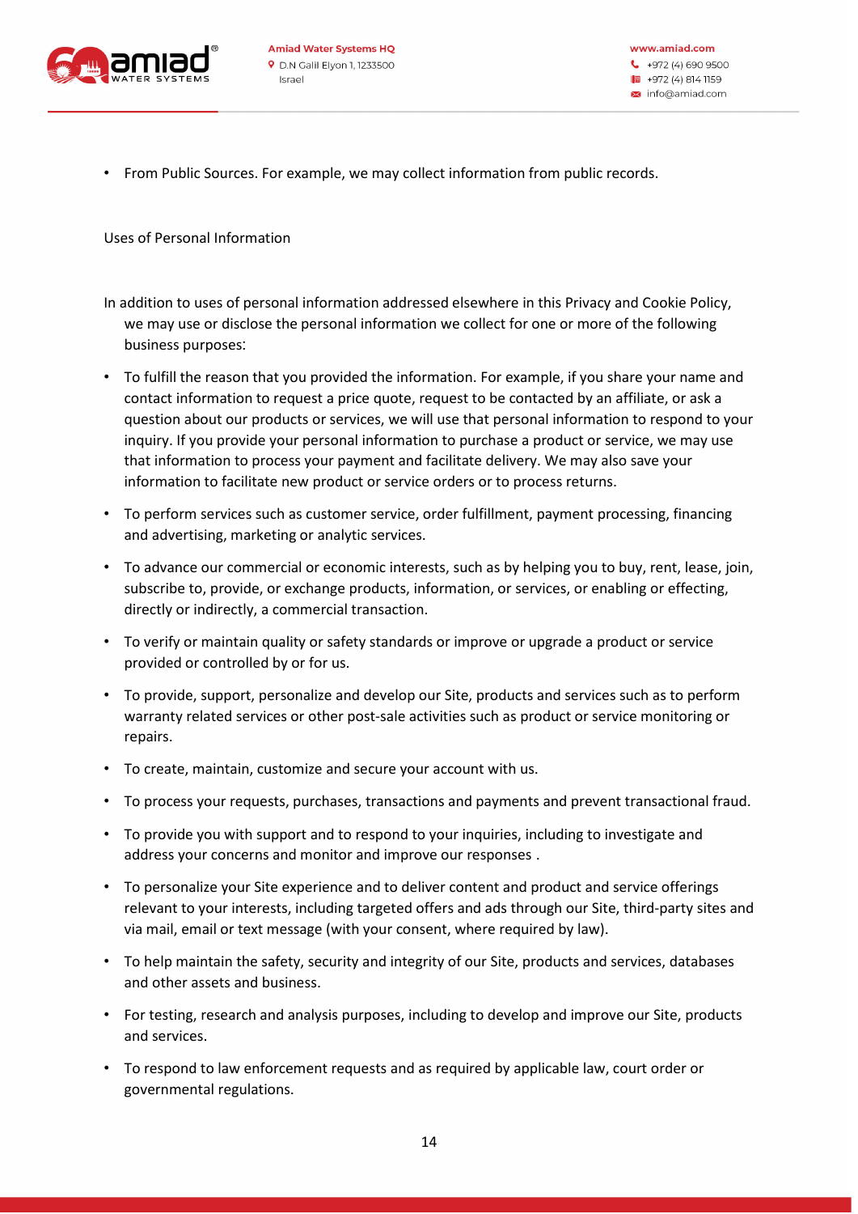- From Public Sources. For example, we may collect information from public records.

Uses of Personal Information

In addition to uses of personal information addressed elsewhere in this Privacy and Cookie Policy, we may use or disclose the personal information we collect for one or more of the following business purposes:

- To fulfill the reason that you provided the information. For example, if you share your name and contact information to request a price quote, request to be contacted by an affiliate, or ask a question about our products or services, we will use that personal information to respond to your inquiry. If you provide your personal information to purchase a product or service, we may use that information to process your payment and facilitate delivery. We may also save your information to facilitate new product or service orders or to process returns.
- To perform services such as customer service, order fulfillment, payment processing, financing and advertising, marketing or analytic services.
- To advance our commercial or economic interests, such as by helping you to buy, rent, lease, join, subscribe to, provide, or exchange products, information, or services, or enabling or effecting, directly or indirectly, a commercial transaction.
- To verify or maintain quality or safety standards or improve or upgrade a product or service provided or controlled by or for us.
- To provide, support, personalize and develop our Site, products and services such as to perform warranty related services or other post-sale activities such as product or service monitoring or repairs.
- To create, maintain, customize and secure your account with us.
- To process your requests, purchases, transactions and payments and prevent transactional fraud.
- To provide you with support and to respond to your inquiries, including to investigate and address your concerns and monitor and improve our responses .
- To personalize your Site experience and to deliver content and product and service offerings relevant to your interests, including targeted offers and ads through our Site, third-party sites and via mail, email or text message (with your consent, where required by law).
- To help maintain the safety, security and integrity of our Site, products and services, databases and other assets and business.
- For testing, research and analysis purposes, including to develop and improve our Site, products and services.
- To respond to law enforcement requests and as required by applicable law, court order or governmental regulations.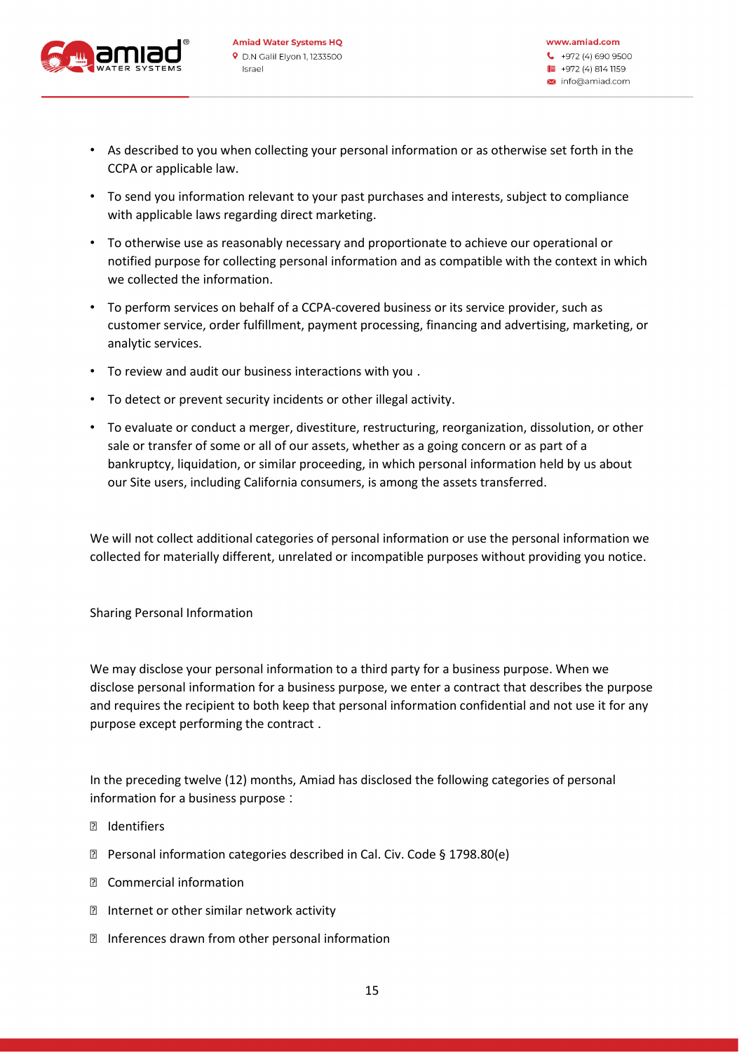- As described to you when collecting your personal information or as otherwise set forth in the CCPA or applicable law.
- To send you information relevant to your past purchases and interests, subject to compliance with applicable laws regarding direct marketing.
- To otherwise use as reasonably necessary and proportionate to achieve our operational or notified purpose for collecting personal information and as compatible with the context in which we collected the information.
- To perform services on behalf of a CCPA-covered business or its service provider, such as customer service, order fulfillment, payment processing, financing and advertising, marketing, or analytic services.
- To review and audit our business interactions with you .
- To detect or prevent security incidents or other illegal activity.
- To evaluate or conduct a merger, divestiture, restructuring, reorganization, dissolution, or other sale or transfer of some or all of our assets, whether as a going concern or as part of a bankruptcy, liquidation, or similar proceeding, in which personal information held by us about our Site users, including California consumers, is among the assets transferred.

We will not collect additional categories of personal information or use the personal information we collected for materially different, unrelated or incompatible purposes without providing you notice.

Sharing Personal Information

We may disclose your personal information to a third party for a business purpose. When we disclose personal information for a business purpose, we enter a contract that describes the purpose and requires the recipient to both keep that personal information confidential and not use it for any purpose except performing the contract .

In the preceding twelve (12) months, Amiad has disclosed the following categories of personal information for a business purpose :

- Identifiers
- Personal information categories described in Cal. Civ. Code § 1798.80(e)
- Commercial information
- Internet or other similar network activity
- Inferences drawn from other personal information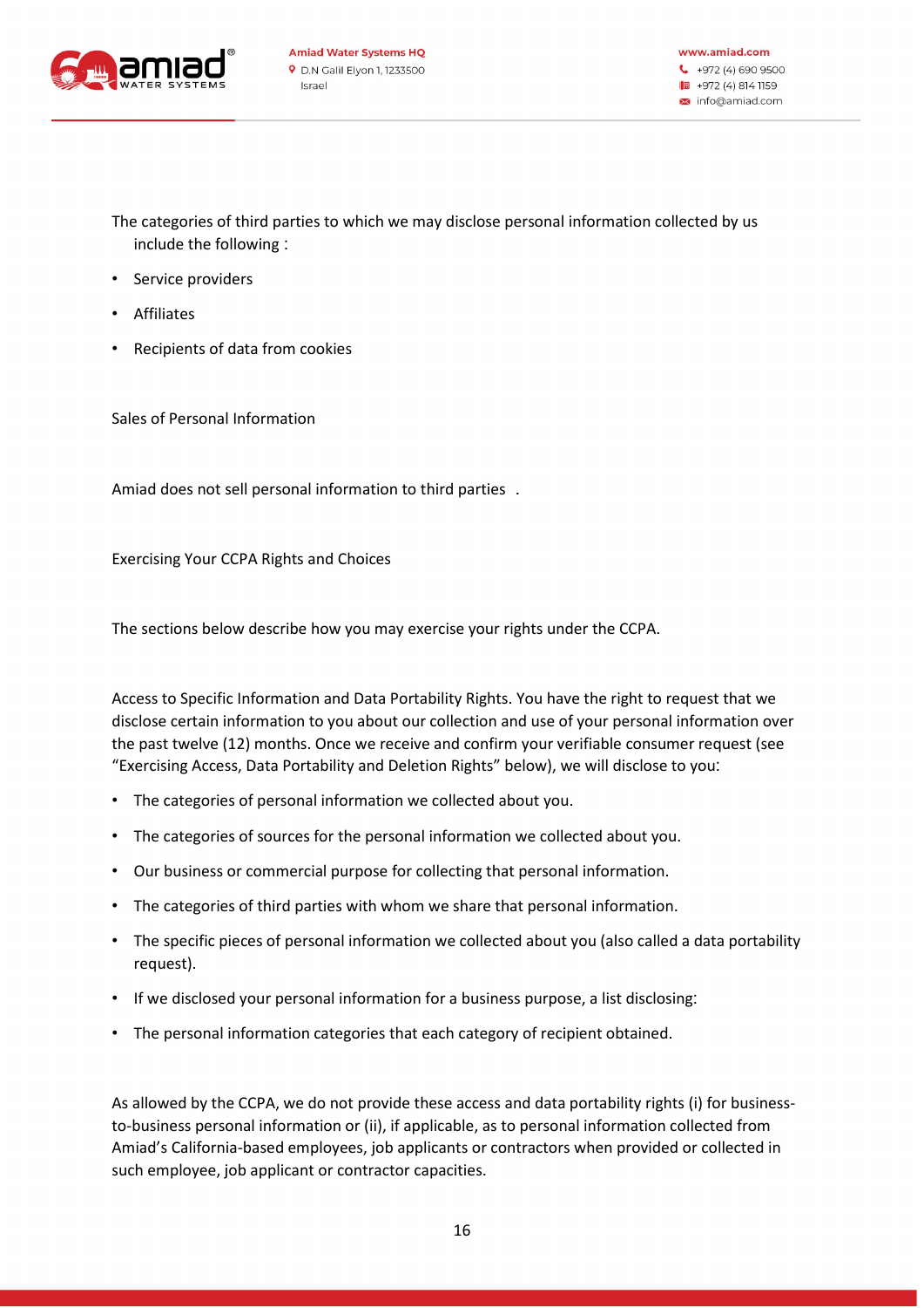The categories of third parties to which we may disclose personal information collected by us include the following :

- Service providers
- Affiliates
- Recipients of data from cookies

Sales of Personal Information

Amiad does not sell personal information to third parties .

Exercising Your CCPA Rights and Choices

The sections below describe how you may exercise your rights under the CCPA.

Access to Specific Information and Data Portability Rights. You have the right to request that we disclose certain information to you about our collection and use of your personal information over the past twelve (12) months. Once we receive and confirm your verifiable consumer request (see "Exercising Access, Data Portability and Deletion Rights" below), we will disclose to you:

- The categories of personal information we collected about you.
- The categories of sources for the personal information we collected about you.
- Our business or commercial purpose for collecting that personal information.
- The categories of third parties with whom we share that personal information.
- The specific pieces of personal information we collected about you (also called a data portability request).
- If we disclosed your personal information for a business purpose, a list disclosing:
- The personal information categories that each category of recipient obtained.

As allowed by the CCPA, we do not provide these access and data portability rights (i) for business-to-business personal information or (ii), if applicable, as to personal information collected from Amiad's California-based employees, job applicants or contractors when provided or collected in such employee, job applicant or contractor capacities.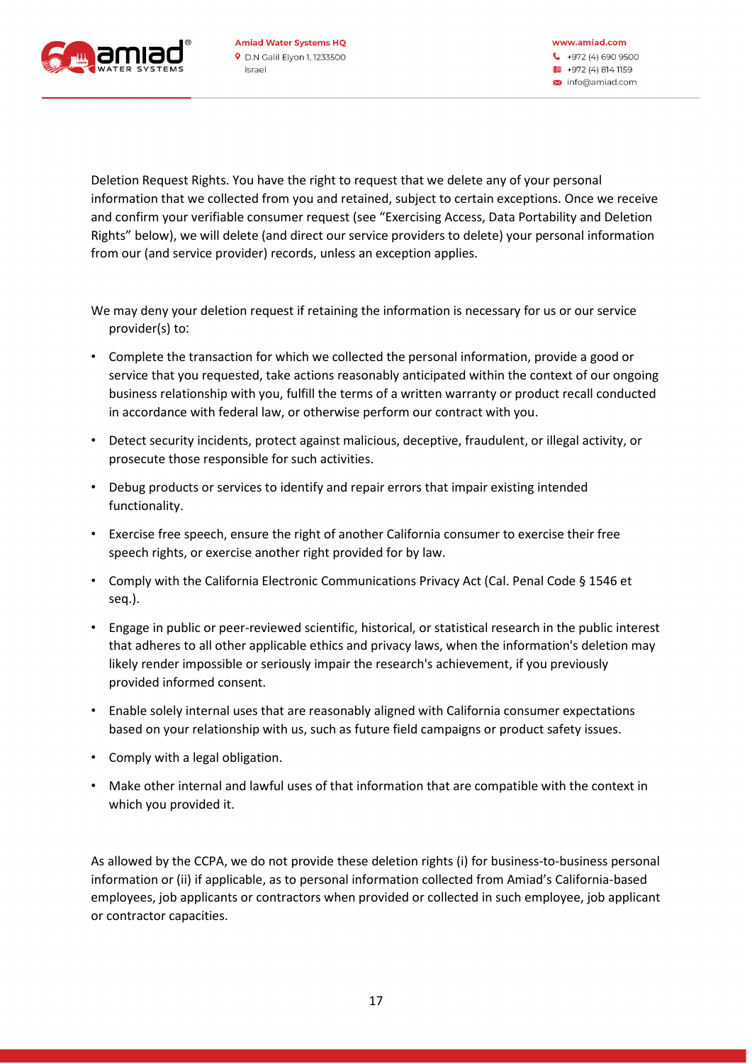Deletion Request Rights. You have the right to request that we delete any of your personal information that we collected from you and retained, subject to certain exceptions. Once we receive and confirm your verifiable consumer request (see "Exercising Access, Data Portability and Deletion Rights" below), we will delete (and direct our service providers to delete) your personal information from our (and service provider) records, unless an exception applies.

We may deny your deletion request if retaining the information is necessary for us or our service provider(s) to:

- Complete the transaction for which we collected the personal information, provide a good or service that you requested, take actions reasonably anticipated within the context of our ongoing business relationship with you, fulfill the terms of a written warranty or product recall conducted in accordance with federal law, or otherwise perform our contract with you.
- Detect security incidents, protect against malicious, deceptive, fraudulent, or illegal activity, or prosecute those responsible for such activities.
- Debug products or services to identify and repair errors that impair existing intended functionality.
- Exercise free speech, ensure the right of another California consumer to exercise their free speech rights, or exercise another right provided for by law.
- Comply with the California Electronic Communications Privacy Act (Cal. Penal Code § 1546 et seq.).
- Engage in public or peer-reviewed scientific, historical, or statistical research in the public interest that adheres to all other applicable ethics and privacy laws, when the information's deletion may likely render impossible or seriously impair the research's achievement, if you previously provided informed consent.
- Enable solely internal uses that are reasonably aligned with California consumer expectations based on your relationship with us, such as future field campaigns or product safety issues.
- Comply with a legal obligation.
- Make other internal and lawful uses of that information that are compatible with the context in which you provided it.

As allowed by the CCPA, we do not provide these deletion rights (i) for business-to-business personal information or (ii) if applicable, as to personal information collected from Amiad's California-based employees, job applicants or contractors when provided or collected in such employee, job applicant or contractor capacities.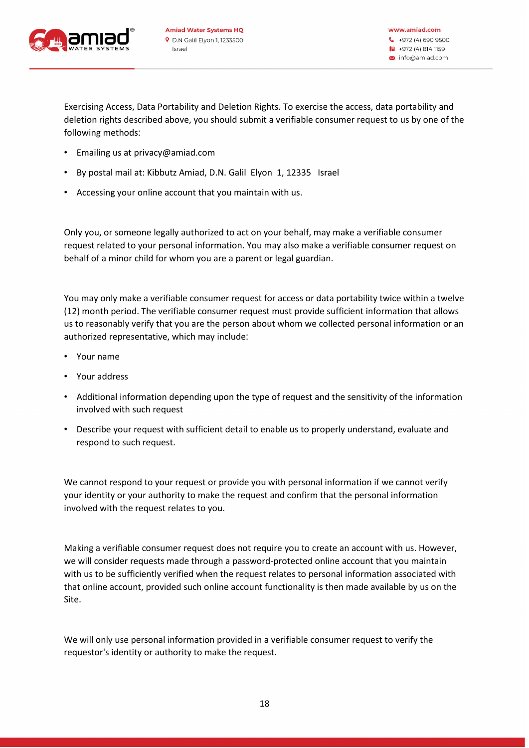Exercising Access, Data Portability and Deletion Rights. To exercise the access, data portability and deletion rights described above, you should submit a verifiable consumer request to us by one of the following methods:

- Emailing us at privacy@amiad.com
- By postal mail at: Kibbutz Amiad, D.N. Galil Elyon 1, 12335 Israel
- Accessing your online account that you maintain with us.

Only you, or someone legally authorized to act on your behalf, may make a verifiable consumer request related to your personal information. You may also make a verifiable consumer request on behalf of a minor child for whom you are a parent or legal guardian.

You may only make a verifiable consumer request for access or data portability twice within a twelve (12) month period. The verifiable consumer request must provide sufficient information that allows us to reasonably verify that you are the person about whom we collected personal information or an authorized representative, which may include:

- Your name
- Your address
- Additional information depending upon the type of request and the sensitivity of the information involved with such request
- Describe your request with sufficient detail to enable us to properly understand, evaluate and respond to such request.

We cannot respond to your request or provide you with personal information if we cannot verify your identity or your authority to make the request and confirm that the personal information involved with the request relates to you.

Making a verifiable consumer request does not require you to create an account with us. However, we will consider requests made through a password-protected online account that you maintain with us to be sufficiently verified when the request relates to personal information associated with that online account, provided such online account functionality is then made available by us on the Site.

We will only use personal information provided in a verifiable consumer request to verify the requestor's identity or authority to make the request.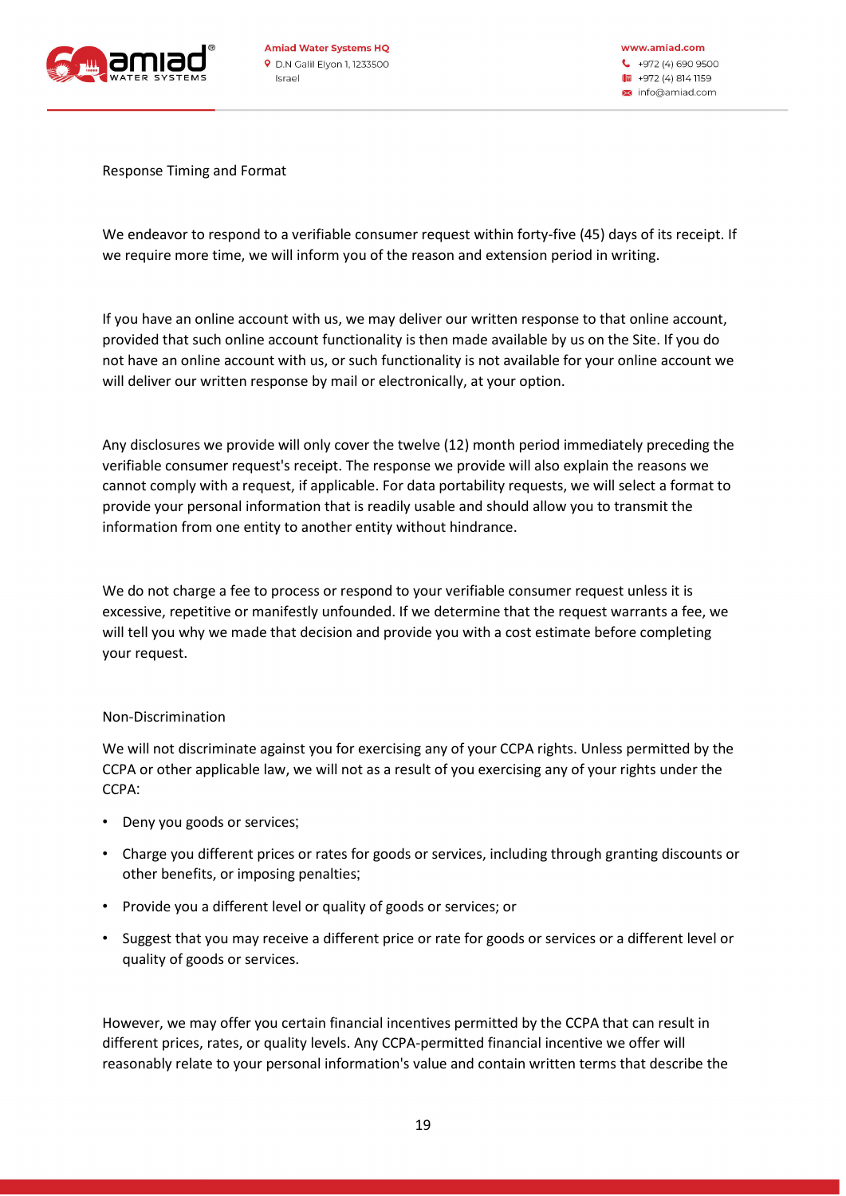## Response Timing and Format

We endeavor to respond to a verifiable consumer request within forty-five (45) days of its receipt. If we require more time, we will inform you of the reason and extension period in writing.

If you have an online account with us, we may deliver our written response to that online account, provided that such online account functionality is then made available by us on the Site. If you do not have an online account with us, or such functionality is not available for your online account we will deliver our written response by mail or electronically, at your option.

Any disclosures we provide will only cover the twelve (12) month period immediately preceding the verifiable consumer request's receipt. The response we provide will also explain the reasons we cannot comply with a request, if applicable. For data portability requests, we will select a format to provide your personal information that is readily usable and should allow you to transmit the information from one entity to another entity without hindrance.

We do not charge a fee to process or respond to your verifiable consumer request unless it is excessive, repetitive or manifestly unfounded. If we determine that the request warrants a fee, we will tell you why we made that decision and provide you with a cost estimate before completing your request.

## Non-Discrimination

We will not discriminate against you for exercising any of your CCPA rights. Unless permitted by the CCPA or other applicable law, we will not as a result of you exercising any of your rights under the CCPA:

- Deny you goods or services;
- Charge you different prices or rates for goods or services, including through granting discounts or other benefits, or imposing penalties;
- Provide you a different level or quality of goods or services; or
- Suggest that you may receive a different price or rate for goods or services or a different level or quality of goods or services.

However, we may offer you certain financial incentives permitted by the CCPA that can result in different prices, rates, or quality levels. Any CCPA-permitted financial incentive we offer will reasonably relate to your personal information's value and contain written terms that describe the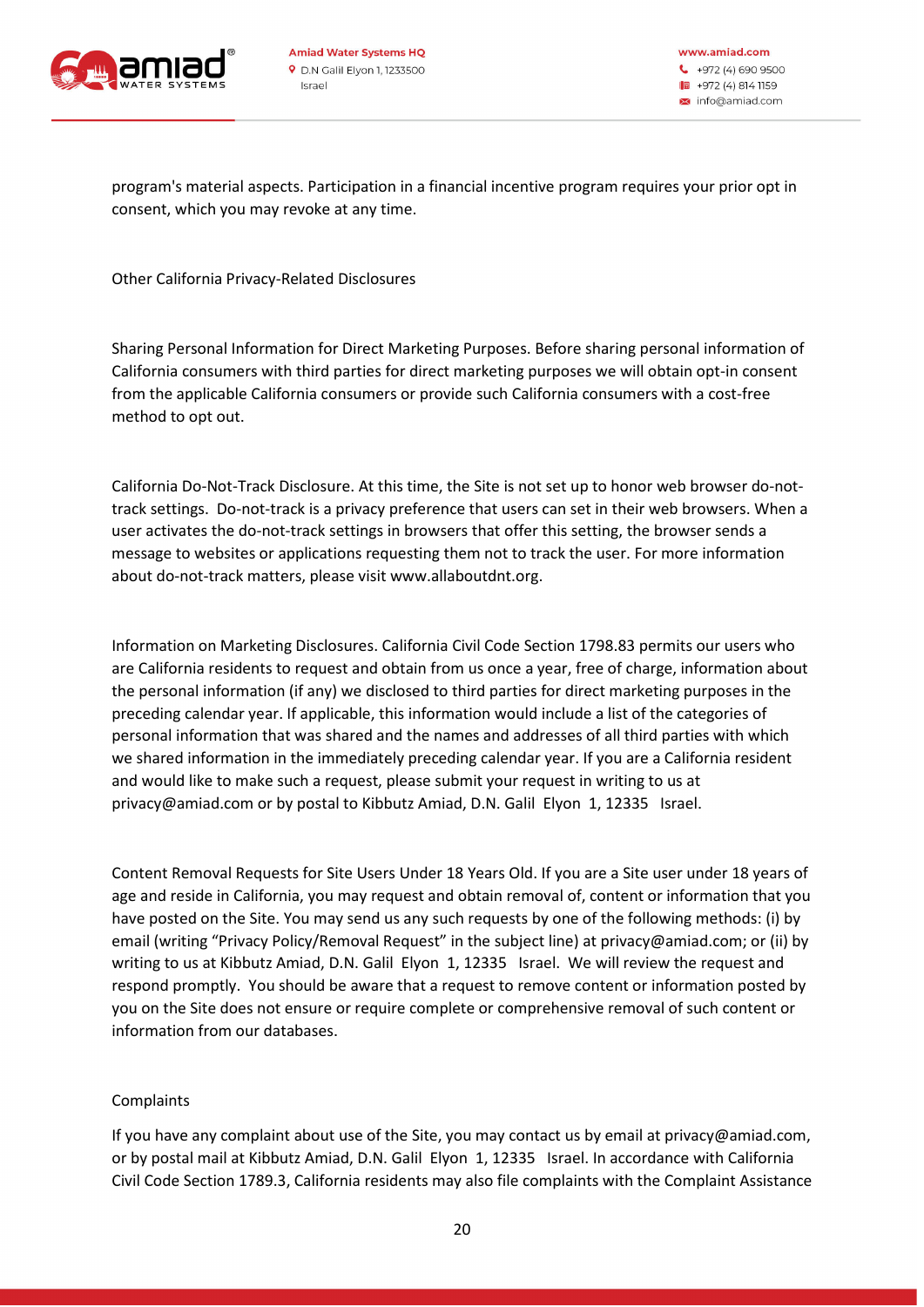program's material aspects. Participation in a financial incentive program requires your prior opt in consent, which you may revoke at any time.

Other California Privacy-Related Disclosures

Sharing Personal Information for Direct Marketing Purposes. Before sharing personal information of California consumers with third parties for direct marketing purposes we will obtain opt-in consent from the applicable California consumers or provide such California consumers with a cost-free method to opt out.

California Do-Not-Track Disclosure. At this time, the Site is not set up to honor web browser do-not-track settings. Do-not-track is a privacy preference that users can set in their web browsers. When a user activates the do-not-track settings in browsers that offer this setting, the browser sends a message to websites or applications requesting them not to track the user. For more information about do-not-track matters, please visit www.allaboutdnt.org.

Information on Marketing Disclosures. California Civil Code Section 1798.83 permits our users who are California residents to request and obtain from us once a year, free of charge, information about the personal information (if any) we disclosed to third parties for direct marketing purposes in the preceding calendar year. If applicable, this information would include a list of the categories of personal information that was shared and the names and addresses of all third parties with which we shared information in the immediately preceding calendar year. If you are a California resident and would like to make such a request, please submit your request in writing to us at privacy@amiad.com or by postal to Kibbutz Amiad, D.N. Galil Elyon 1, 12335 Israel.

Content Removal Requests for Site Users Under 18 Years Old. If you are a Site user under 18 years of age and reside in California, you may request and obtain removal of, content or information that you have posted on the Site. You may send us any such requests by one of the following methods: (i) by email (writing “Privacy Policy/Removal Request” in the subject line) at privacy@amiad.com; or (ii) by writing to us at Kibbutz Amiad, D.N. Galil Elyon 1, 12335 Israel. We will review the request and respond promptly. You should be aware that a request to remove content or information posted by you on the Site does not ensure or require complete or comprehensive removal of such content or information from our databases.

Complaints

If you have any complaint about use of the Site, you may contact us by email at privacy@amiad.com, or by postal mail at Kibbutz Amiad, D.N. Galil Elyon 1, 12335 Israel. In accordance with California Civil Code Section 1789.3, California residents may also file complaints with the Complaint Assistance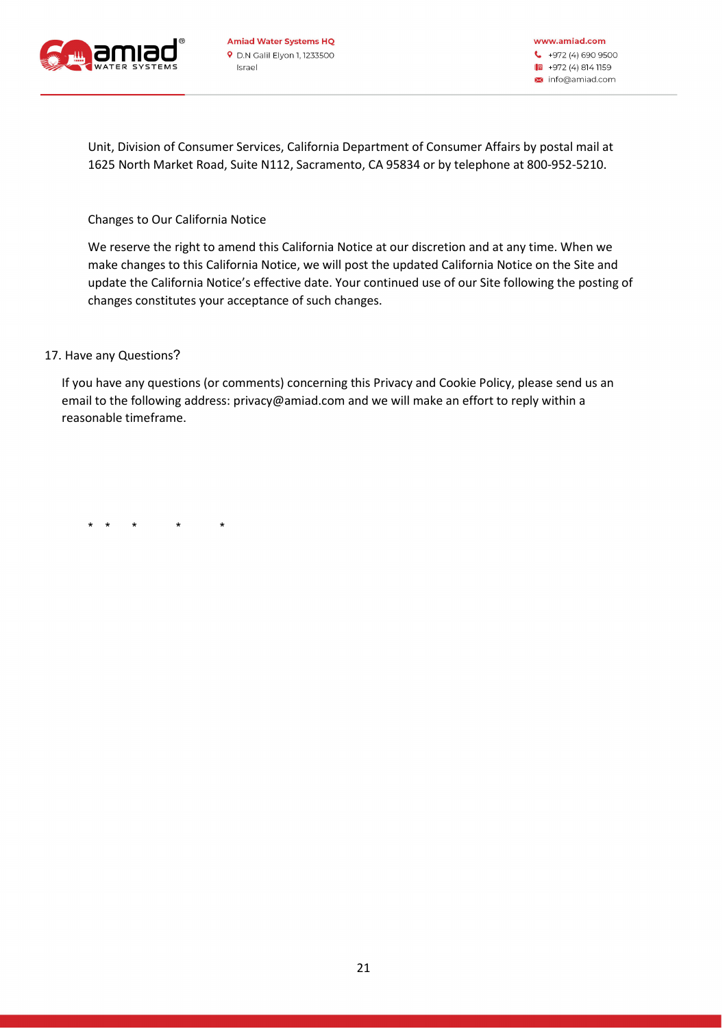Unit, Division of Consumer Services, California Department of Consumer Affairs by postal mail at 1625 North Market Road, Suite N112, Sacramento, CA 95834 or by telephone at 800-952-5210.

Changes to Our California Notice

We reserve the right to amend this California Notice at our discretion and at any time. When we make changes to this California Notice, we will post the updated California Notice on the Site and update the California Notice's effective date. Your continued use of our Site following the posting of changes constitutes your acceptance of such changes.

## 17. Have any Questions?

If you have any questions (or comments) concerning this Privacy and Cookie Policy, please send us an email to the following address: privacy@amiad.com and we will make an effort to reply within a reasonable timeframe.

\* \* \* \* \*